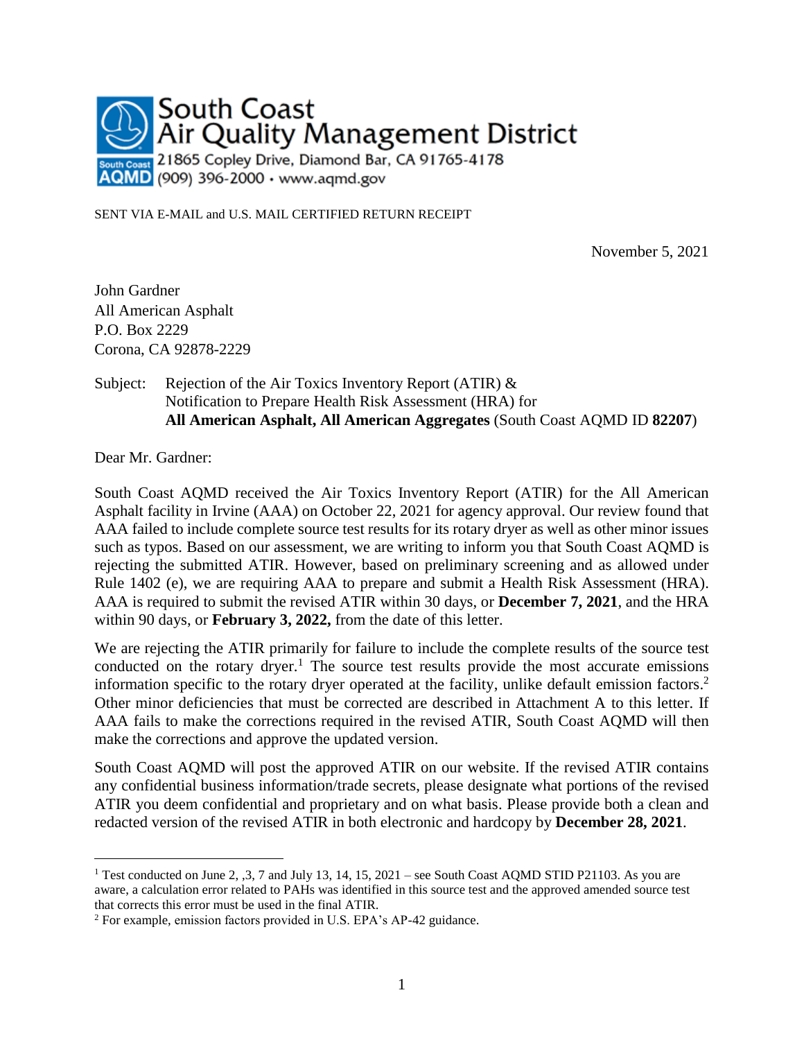South Coast
Air Quality Management District
21865 Copley Drive, Diamond Bar, CA 91765-4178
(909) 396-2000 · www.aqmd.gov

SENT VIA E-MAIL and U.S. MAIL CERTIFIED RETURN RECEIPT

November 5, 2021

John Gardner
All American Asphalt
P.O. Box 2229
Corona, CA 92878-2229

Subject: Rejection of the Air Toxics Inventory Report (ATIR) & Notification to Prepare Health Risk Assessment (HRA) for **All American Asphalt, All American Aggregates** (South Coast AQMD ID **82207**)

Dear Mr. Gardner:

South Coast AQMD received the Air Toxics Inventory Report (ATIR) for the All American Asphalt facility in Irvine (AAA) on October 22, 2021 for agency approval. Our review found that AAA failed to include complete source test results for its rotary dryer as well as other minor issues such as typos. Based on our assessment, we are writing to inform you that South Coast AQMD is rejecting the submitted ATIR. However, based on preliminary screening and as allowed under Rule 1402 (e), we are requiring AAA to prepare and submit a Health Risk Assessment (HRA). AAA is required to submit the revised ATIR within 30 days, or **December 7, 2021**, and the HRA within 90 days, or **February 3, 2022,** from the date of this letter.

We are rejecting the ATIR primarily for failure to include the complete results of the source test conducted on the rotary dryer.[1] The source test results provide the most accurate emissions information specific to the rotary dryer operated at the facility, unlike default emission factors.[2] Other minor deficiencies that must be corrected are described in Attachment A to this letter. If AAA fails to make the corrections required in the revised ATIR, South Coast AQMD will then make the corrections and approve the updated version.

South Coast AQMD will post the approved ATIR on our website. If the revised ATIR contains any confidential business information/trade secrets, please designate what portions of the revised ATIR you deem confidential and proprietary and on what basis. Please provide both a clean and redacted version of the revised ATIR in both electronic and hardcopy by **December 28, 2021**.

---

[1] Test conducted on June 2, ,3, 7 and July 13, 14, 15, 2021 – see South Coast AQMD STID P21103. As you are aware, a calculation error related to PAHs was identified in this source test and the approved amended source test that corrects this error must be used in the final ATIR.

[2] For example, emission factors provided in U.S. EPA's AP-42 guidance.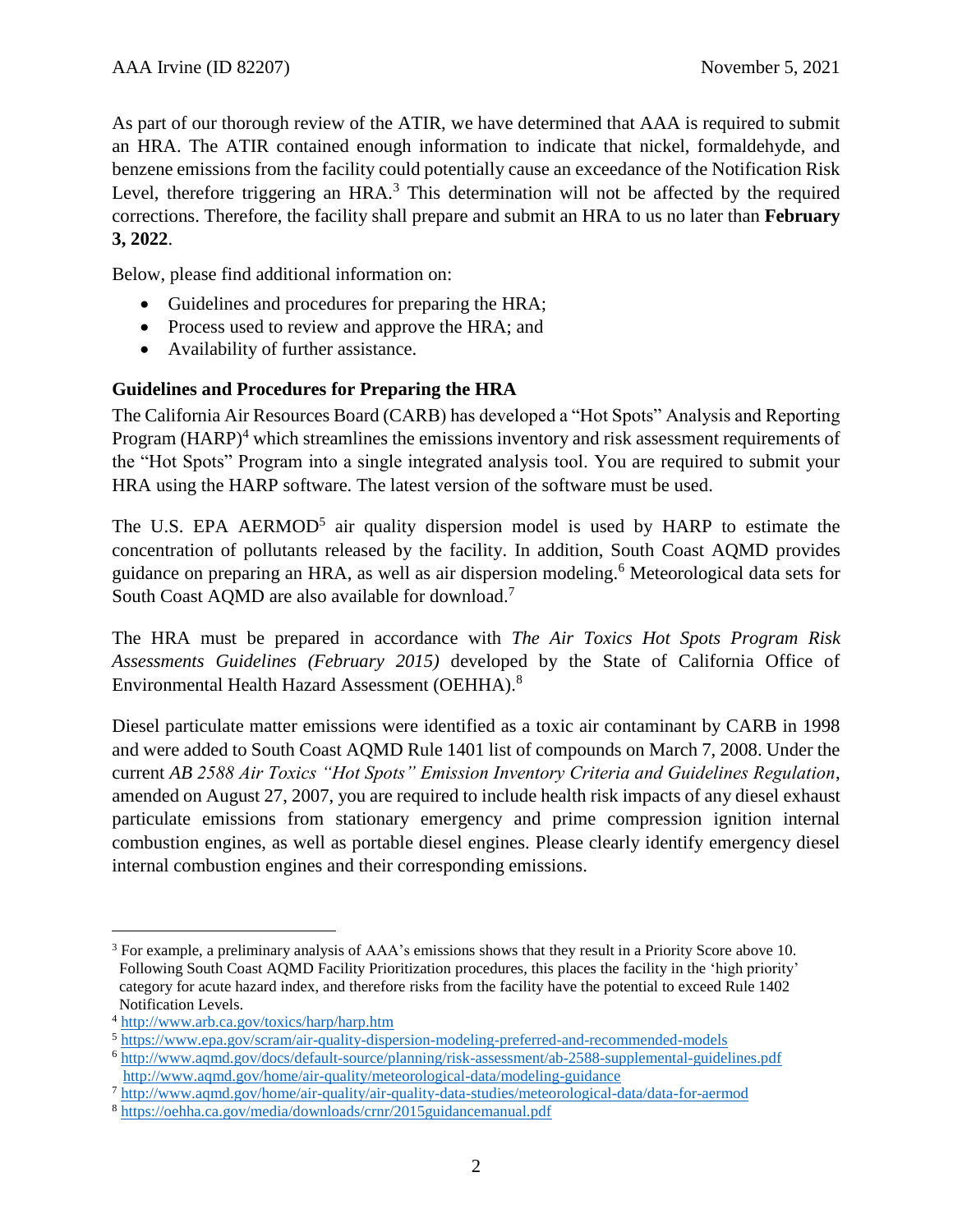As part of our thorough review of the ATIR, we have determined that AAA is required to submit an HRA. The ATIR contained enough information to indicate that nickel, formaldehyde, and benzene emissions from the facility could potentially cause an exceedance of the Notification Risk Level, therefore triggering an HRA.[3] This determination will not be affected by the required corrections. Therefore, the facility shall prepare and submit an HRA to us no later than **February 3, 2022**.

Below, please find additional information on:

- Guidelines and procedures for preparing the HRA;
- Process used to review and approve the HRA; and
- Availability of further assistance.

**Guidelines and Procedures for Preparing the HRA**

The California Air Resources Board (CARB) has developed a "Hot Spots" Analysis and Reporting Program (HARP)[4] which streamlines the emissions inventory and risk assessment requirements of the "Hot Spots" Program into a single integrated analysis tool. You are required to submit your HRA using the HARP software. The latest version of the software must be used.

The U.S. EPA AERMOD[5] air quality dispersion model is used by HARP to estimate the concentration of pollutants released by the facility. In addition, South Coast AQMD provides guidance on preparing an HRA, as well as air dispersion modeling.[6] Meteorological data sets for South Coast AQMD are also available for download.[7]

The HRA must be prepared in accordance with *The Air Toxics Hot Spots Program Risk Assessments Guidelines (February 2015)* developed by the State of California Office of Environmental Health Hazard Assessment (OEHHA).[8]

Diesel particulate matter emissions were identified as a toxic air contaminant by CARB in 1998 and were added to South Coast AQMD Rule 1401 list of compounds on March 7, 2008. Under the current *AB 2588 Air Toxics "Hot Spots" Emission Inventory Criteria and Guidelines Regulation*, amended on August 27, 2007, you are required to include health risk impacts of any diesel exhaust particulate emissions from stationary emergency and prime compression ignition internal combustion engines, as well as portable diesel engines. Please clearly identify emergency diesel internal combustion engines and their corresponding emissions.

---

[3] For example, a preliminary analysis of AAA's emissions shows that they result in a Priority Score above 10. Following South Coast AQMD Facility Prioritization procedures, this places the facility in the 'high priority' category for acute hazard index, and therefore risks from the facility have the potential to exceed Rule 1402 Notification Levels.

[4] http://www.arb.ca.gov/toxics/harp/harp.htm

[5] https://www.epa.gov/scram/air-quality-dispersion-modeling-preferred-and-recommended-models

[6] http://www.aqmd.gov/docs/default-source/planning/risk-assessment/ab-2588-supplemental-guidelines.pdf
http://www.aqmd.gov/home/air-quality/meteorological-data/modeling-guidance

[7] http://www.aqmd.gov/home/air-quality/air-quality-data-studies/meteorological-data/data-for-aermod

[8] https://oehha.ca.gov/media/downloads/crnr/2015guidancemanual.pdf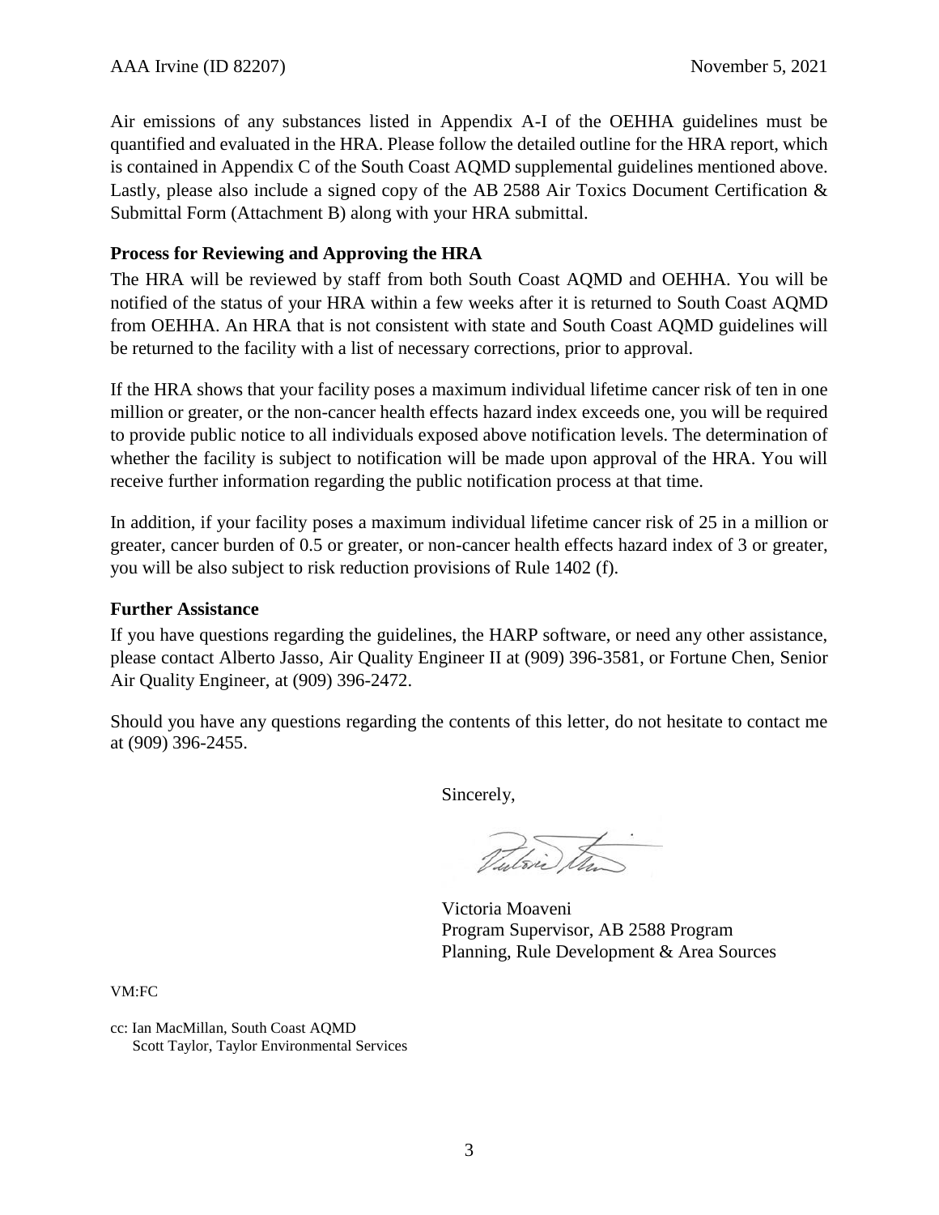Air emissions of any substances listed in Appendix A-I of the OEHHA guidelines must be quantified and evaluated in the HRA. Please follow the detailed outline for the HRA report, which is contained in Appendix C of the South Coast AQMD supplemental guidelines mentioned above. Lastly, please also include a signed copy of the AB 2588 Air Toxics Document Certification & Submittal Form (Attachment B) along with your HRA submittal.

**Process for Reviewing and Approving the HRA**

The HRA will be reviewed by staff from both South Coast AQMD and OEHHA. You will be notified of the status of your HRA within a few weeks after it is returned to South Coast AQMD from OEHHA. An HRA that is not consistent with state and South Coast AQMD guidelines will be returned to the facility with a list of necessary corrections, prior to approval.

If the HRA shows that your facility poses a maximum individual lifetime cancer risk of ten in one million or greater, or the non-cancer health effects hazard index exceeds one, you will be required to provide public notice to all individuals exposed above notification levels. The determination of whether the facility is subject to notification will be made upon approval of the HRA. You will receive further information regarding the public notification process at that time.

In addition, if your facility poses a maximum individual lifetime cancer risk of 25 in a million or greater, cancer burden of 0.5 or greater, or non-cancer health effects hazard index of 3 or greater, you will be also subject to risk reduction provisions of Rule 1402 (f).

**Further Assistance**

If you have questions regarding the guidelines, the HARP software, or need any other assistance, please contact Alberto Jasso, Air Quality Engineer II at (909) 396-3581, or Fortune Chen, Senior Air Quality Engineer, at (909) 396-2472.

Should you have any questions regarding the contents of this letter, do not hesitate to contact me at (909) 396-2455.

Sincerely,

Victoria Moaveni
Program Supervisor, AB 2588 Program
Planning, Rule Development & Area Sources

VM:FC

cc: Ian MacMillan, South Coast AQMD
Scott Taylor, Taylor Environmental Services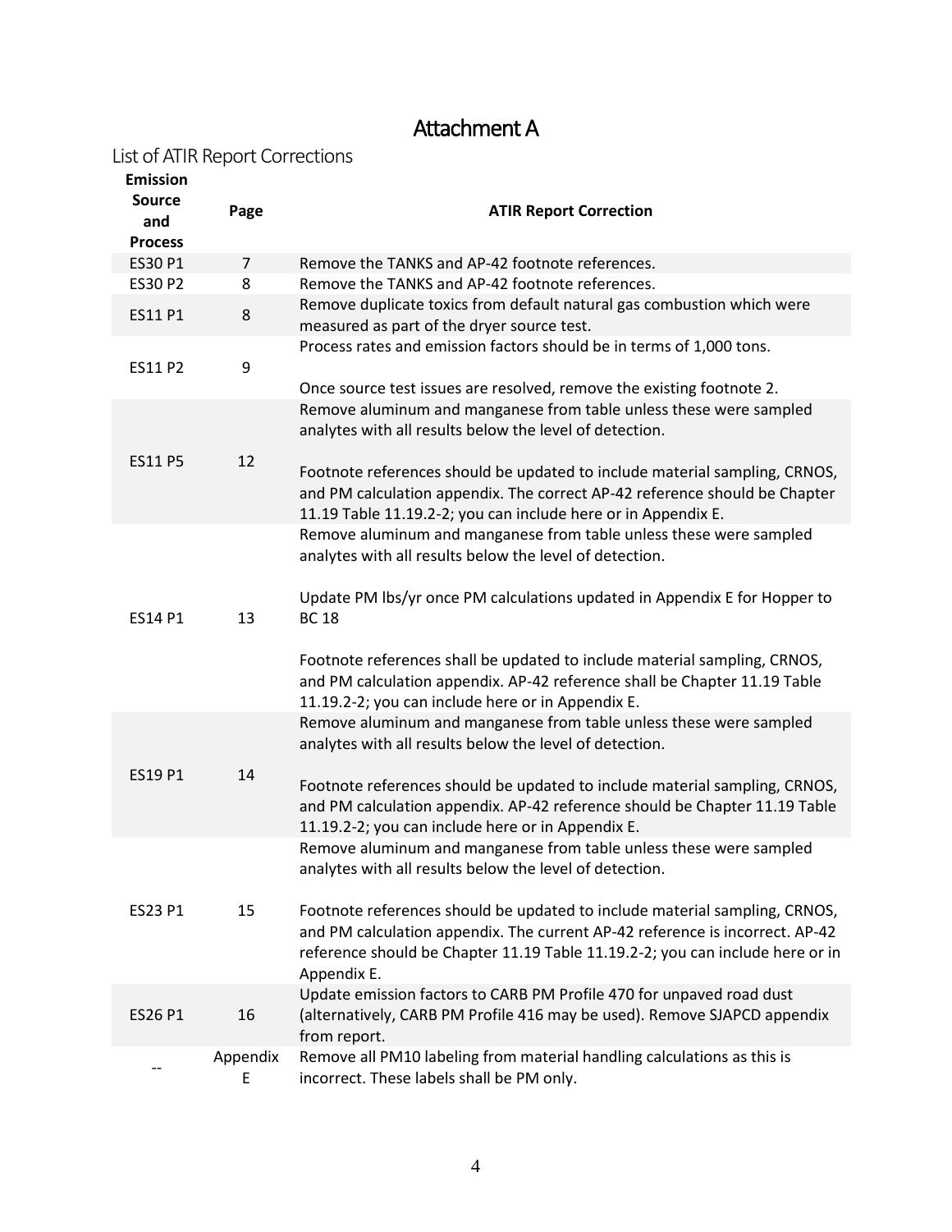# Attachment A

## List of ATIR Report Corrections

| Emission Source and Process | Page | ATIR Report Correction |
|---|---|---|
| ES30 P1 | 7 | Remove the TANKS and AP-42 footnote references. |
| ES30 P2 | 8 | Remove the TANKS and AP-42 footnote references. |
| ES11 P1 | 8 | Remove duplicate toxics from default natural gas combustion which were measured as part of the dryer source test. |
| ES11 P2 | 9 | Process rates and emission factors should be in terms of 1,000 tons.<br><br>Once source test issues are resolved, remove the existing footnote 2. |
| ES11 P5 | 12 | Remove aluminum and manganese from table unless these were sampled analytes with all results below the level of detection.<br><br>Footnote references should be updated to include material sampling, CRNOS, and PM calculation appendix. The correct AP-42 reference should be Chapter 11.19 Table 11.19.2-2; you can include here or in Appendix E. |
| ES14 P1 | 13 | Remove aluminum and manganese from table unless these were sampled analytes with all results below the level of detection.<br><br>Update PM lbs/yr once PM calculations updated in Appendix E for Hopper to BC 18<br><br>Footnote references shall be updated to include material sampling, CRNOS, and PM calculation appendix. AP-42 reference shall be Chapter 11.19 Table 11.19.2-2; you can include here or in Appendix E. |
| ES19 P1 | 14 | Remove aluminum and manganese from table unless these were sampled analytes with all results below the level of detection.<br><br>Footnote references should be updated to include material sampling, CRNOS, and PM calculation appendix. AP-42 reference should be Chapter 11.19 Table 11.19.2-2; you can include here or in Appendix E. |
| ES23 P1 | 15 | Remove aluminum and manganese from table unless these were sampled analytes with all results below the level of detection.<br><br>Footnote references should be updated to include material sampling, CRNOS, and PM calculation appendix. The current AP-42 reference is incorrect. AP-42 reference should be Chapter 11.19 Table 11.19.2-2; you can include here or in Appendix E. |
| ES26 P1 | 16 | Update emission factors to CARB PM Profile 470 for unpaved road dust (alternatively, CARB PM Profile 416 may be used). Remove SJAPCD appendix from report. |
| -- | Appendix E | Remove all PM10 labeling from material handling calculations as this is incorrect. These labels shall be PM only. |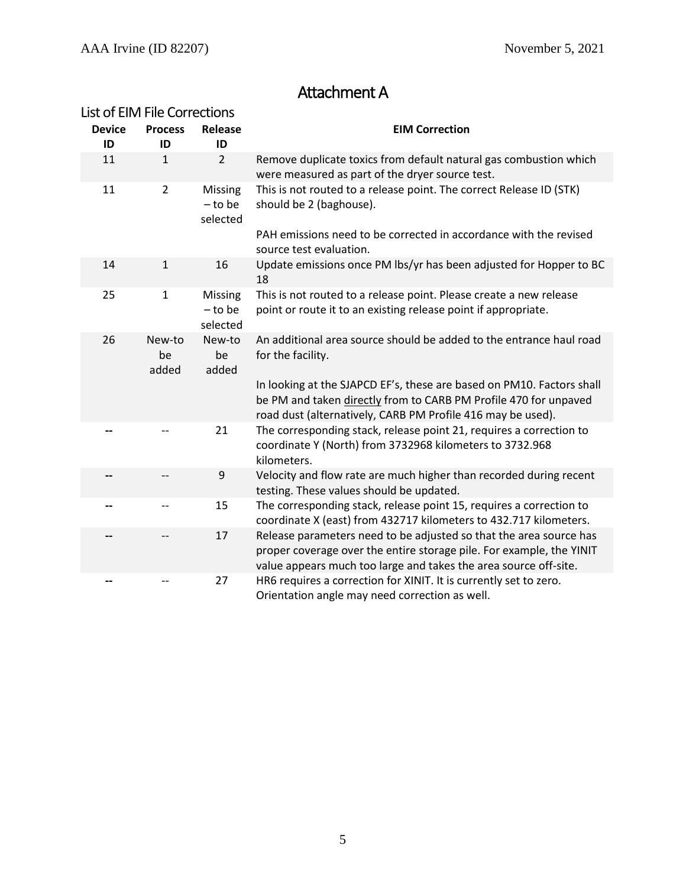# Attachment A

## List of EIM File Corrections

| Device ID | Process ID | Release ID | EIM Correction |
|---|---|---|---|
| 11 | 1 | 2 | Remove duplicate toxics from default natural gas combustion which were measured as part of the dryer source test. |
| 11 | 2 | Missing – to be selected | This is not routed to a release point. The correct Release ID (STK) should be 2 (baghouse).<br><br>PAH emissions need to be corrected in accordance with the revised source test evaluation. |
| 14 | 1 | 16 | Update emissions once PM lbs/yr has been adjusted for Hopper to BC 18 |
| 25 | 1 | Missing – to be selected | This is not routed to a release point. Please create a new release point or route it to an existing release point if appropriate. |
| 26 | New-to be added | New-to be added | An additional area source should be added to the entrance haul road for the facility.<br><br>In looking at the SJAPCD EF's, these are based on PM10. Factors shall be PM and taken <u>directly</u> from to CARB PM Profile 470 for unpaved road dust (alternatively, CARB PM Profile 416 may be used). |
| -- | -- | 21 | The corresponding stack, release point 21, requires a correction to coordinate Y (North) from 3732968 kilometers to 3732.968 kilometers. |
| -- | -- | 9 | Velocity and flow rate are much higher than recorded during recent testing. These values should be updated. |
| -- | -- | 15 | The corresponding stack, release point 15, requires a correction to coordinate X (east) from 432717 kilometers to 432.717 kilometers. |
| -- | -- | 17 | Release parameters need to be adjusted so that the area source has proper coverage over the entire storage pile. For example, the YINIT value appears much too large and takes the area source off-site. |
| -- | -- | 27 | HR6 requires a correction for XINIT. It is currently set to zero. Orientation angle may need correction as well. |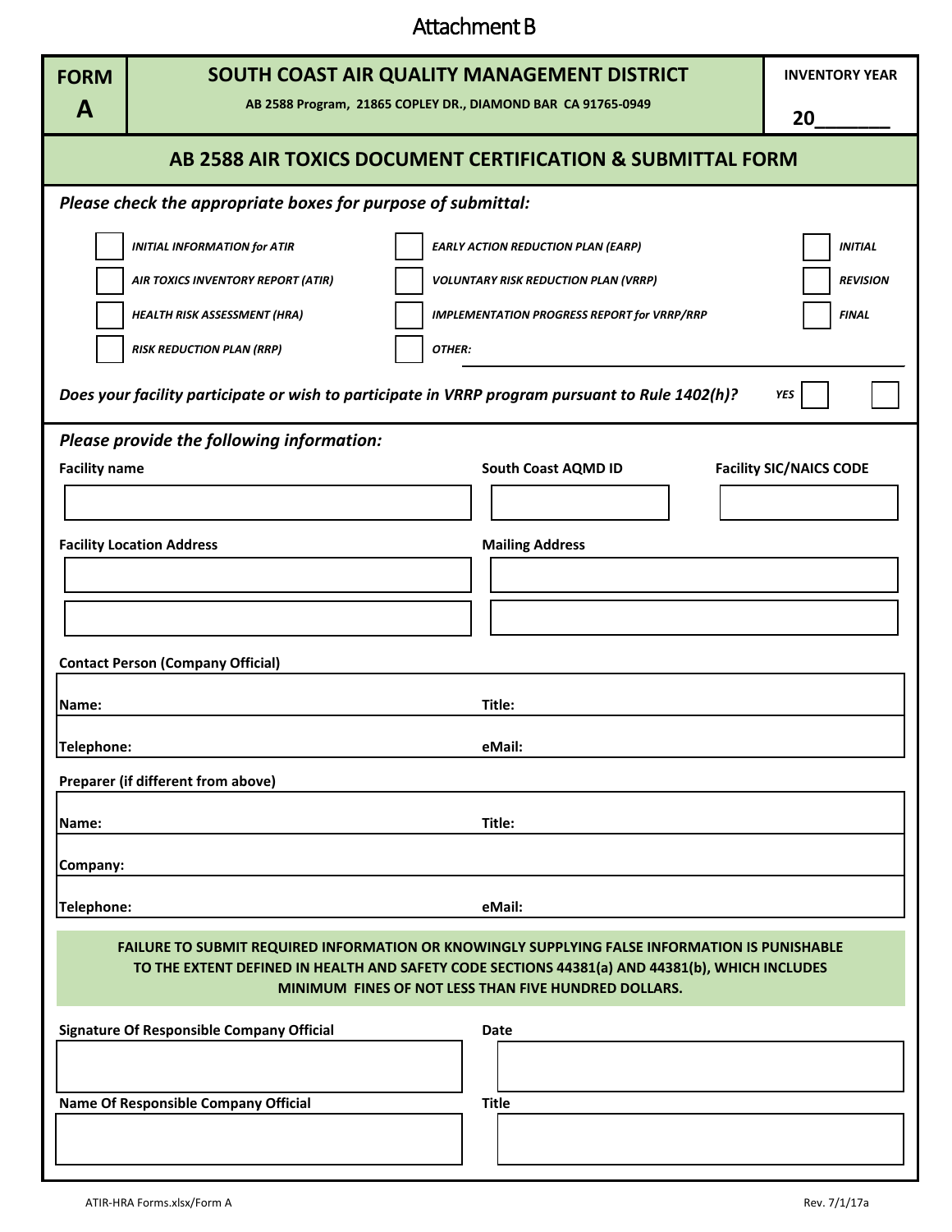# Attachment B

| FORM A | SOUTH COAST AIR QUALITY MANAGEMENT DISTRICT<br>AB 2588 Program, 21865 COPLEY DR., DIAMOND BAR CA 91765-0949 | INVENTORY YEAR<br>20_______ |
|---|---|---|

## AB 2588 AIR TOXICS DOCUMENT CERTIFICATION & SUBMITTAL FORM

***Please check the appropriate boxes for purpose of submittal:***

| | | |
|---|---|---|
| ☐ *INITIAL INFORMATION for ATIR* | ☐ *EARLY ACTION REDUCTION PLAN (EARP)* | ☐ *INITIAL* |
| ☐ *AIR TOXICS INVENTORY REPORT (ATIR)* | ☐ *VOLUNTARY RISK REDUCTION PLAN (VRRP)* | ☐ *REVISION* |
| ☐ *HEALTH RISK ASSESSMENT (HRA)* | ☐ *IMPLEMENTATION PROGRESS REPORT for VRRP/RRP* | ☐ *FINAL* |
| ☐ *RISK REDUCTION PLAN (RRP)* | ☐ *OTHER:* ________________________ | |

***Does your facility participate or wish to participate in VRRP program pursuant to Rule 1402(h)?*** *YES* ☐ ☐

***Please provide the following information:***

| Facility name | South Coast AQMD ID | Facility SIC/NAICS CODE |
|---|---|---|
| | | |

| Facility Location Address | Mailing Address |
|---|---|
| | |
| | |

**Contact Person (Company Official)**

| | |
|---|---|
| **Name:** | **Title:** |
| **Telephone:** | **eMail:** |

**Preparer (if different from above)**

| | |
|---|---|
| **Name:** | **Title:** |
| **Company:** | |
| **Telephone:** | **eMail:** |

**FAILURE TO SUBMIT REQUIRED INFORMATION OR KNOWINGLY SUPPLYING FALSE INFORMATION IS PUNISHABLE TO THE EXTENT DEFINED IN HEALTH AND SAFETY CODE SECTIONS 44381(a) AND 44381(b), WHICH INCLUDES MINIMUM FINES OF NOT LESS THAN FIVE HUNDRED DOLLARS.**

| Signature Of Responsible Company Official | Date |
|---|---|
| | |

| Name Of Responsible Company Official | Title |
|---|---|
| | |

ATIR-HRA Forms.xlsx/Form A

Rev. 7/1/17a